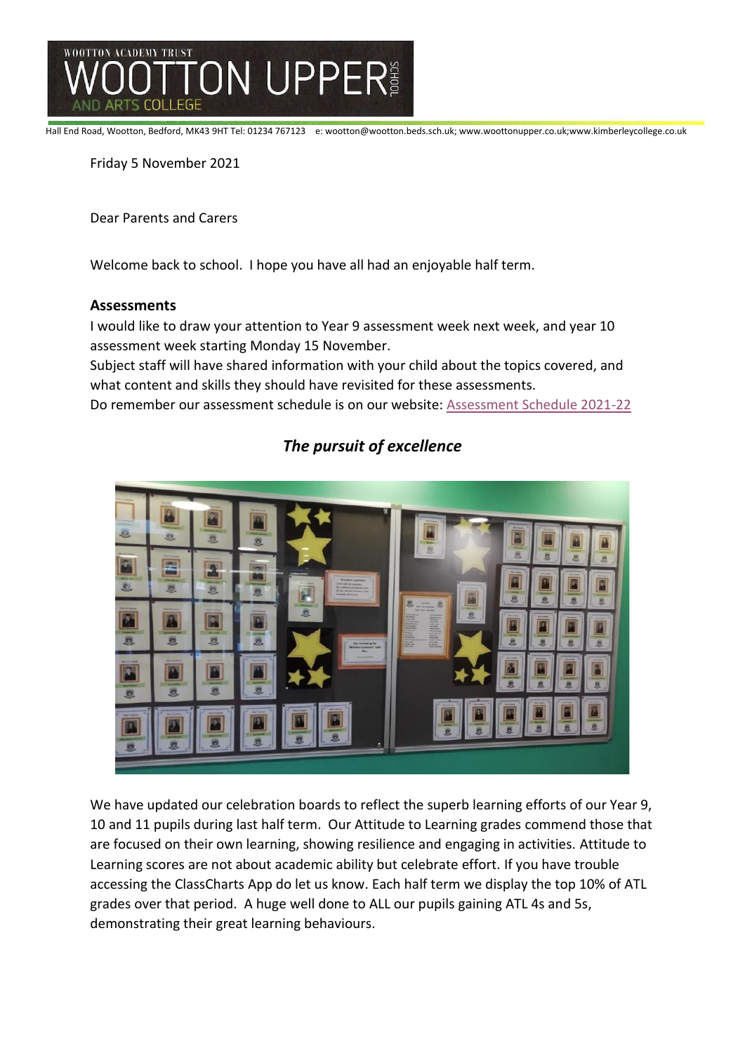Hall End Road, Wootton, Bedford, MK43 9HT Tel: 01234 767123 e: wootton@wootton.beds.sch.uk; www.woottonupper.co.uk;www.kimberleycollege.co.uk

Friday 5 November 2021

Dear Parents and Carers

Welcome back to school. I hope you have all had an enjoyable half term.

**Assessments**

I would like to draw your attention to Year 9 assessment week next week, and year 10 assessment week starting Monday 15 November.
Subject staff will have shared information with your child about the topics covered, and what content and skills they should have revisited for these assessments.
Do remember our assessment schedule is on our website: [Assessment Schedule 2021-22]

### ***The pursuit of excellence***

We have updated our celebration boards to reflect the superb learning efforts of our Year 9, 10 and 11 pupils during last half term. Our Attitude to Learning grades commend those that are focused on their own learning, showing resilience and engaging in activities. Attitude to Learning scores are not about academic ability but celebrate effort. If you have trouble accessing the ClassCharts App do let us know. Each half term we display the top 10% of ATL grades over that period. A huge well done to ALL our pupils gaining ATL 4s and 5s, demonstrating their great learning behaviours.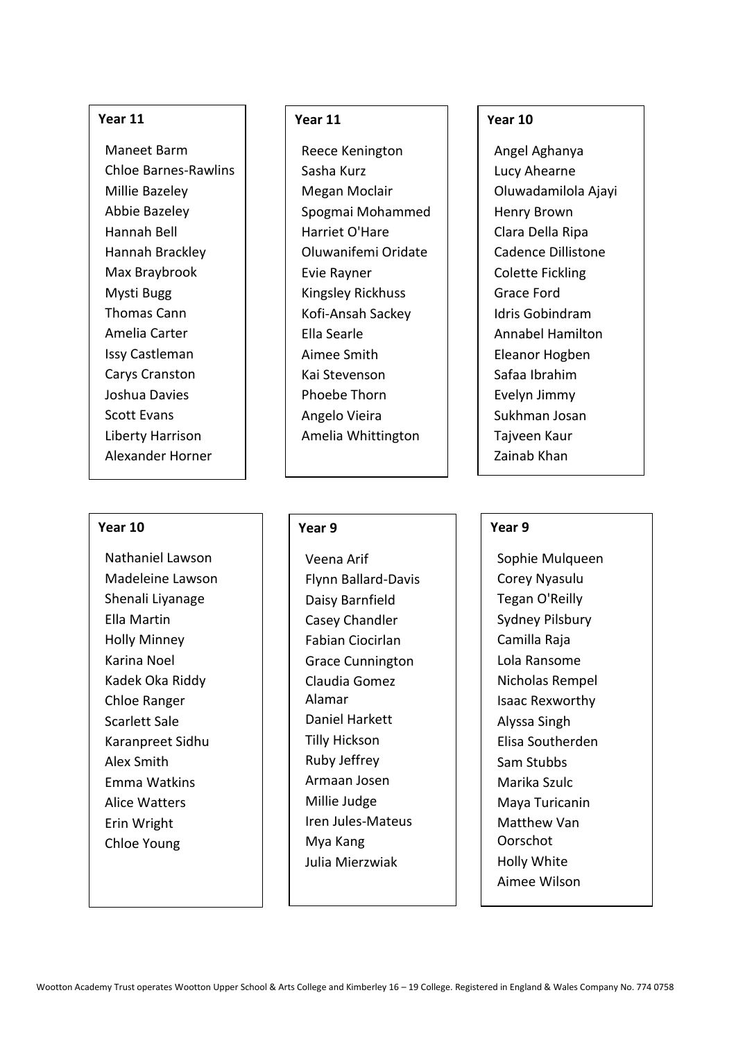### Year 11

Maneet Barm
Chloe Barnes-Rawlins
Millie Bazeley
Abbie Bazeley
Hannah Bell
Hannah Brackley
Max Braybrook
Mysti Bugg
Thomas Cann
Amelia Carter
Issy Castleman
Carys Cranston
Joshua Davies
Scott Evans
Liberty Harrison
Alexander Horner

### Year 11

Reece Kenington
Sasha Kurz
Megan Moclair
Spogmai Mohammed
Harriet O'Hare
Oluwanifemi Oridate
Evie Rayner
Kingsley Rickhuss
Kofi-Ansah Sackey
Ella Searle
Aimee Smith
Kai Stevenson
Phoebe Thorn
Angelo Vieira
Amelia Whittington

### Year 10

Angel Aghanya
Lucy Ahearne
Oluwadamilola Ajayi
Henry Brown
Clara Della Ripa
Cadence Dillistone
Colette Fickling
Grace Ford
Idris Gobindram
Annabel Hamilton
Eleanor Hogben
Safaa Ibrahim
Evelyn Jimmy
Sukhman Josan
Tajveen Kaur
Zainab Khan

### Year 10

Nathaniel Lawson
Madeleine Lawson
Shenali Liyanage
Ella Martin
Holly Minney
Karina Noel
Kadek Oka Riddy
Chloe Ranger
Scarlett Sale
Karanpreet Sidhu
Alex Smith
Emma Watkins
Alice Watters
Erin Wright
Chloe Young

### Year 9

Veena Arif
Flynn Ballard-Davis
Daisy Barnfield
Casey Chandler
Fabian Ciocirlan
Grace Cunnington
Claudia Gomez Alamar
Daniel Harkett
Tilly Hickson
Ruby Jeffrey
Armaan Josen
Millie Judge
Iren Jules-Mateus
Mya Kang
Julia Mierzwiak

### Year 9

Sophie Mulqueen
Corey Nyasulu
Tegan O'Reilly
Sydney Pilsbury
Camilla Raja
Lola Ransome
Nicholas Rempel
Isaac Rexworthy
Alyssa Singh
Elisa Southerden
Sam Stubbs
Marika Szulc
Maya Turicanin
Matthew Van Oorschot
Holly White
Aimee Wilson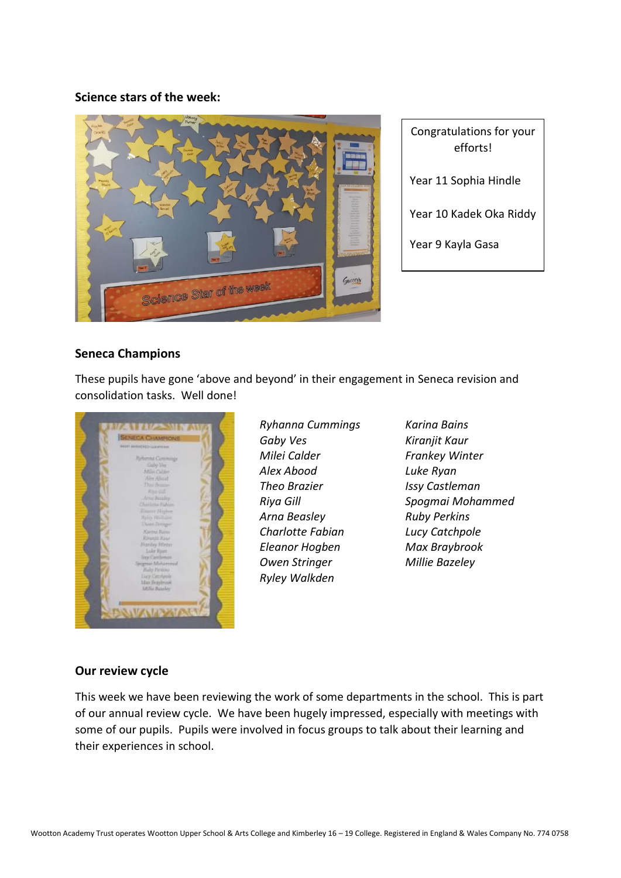**Science stars of the week:**

Congratulations for your efforts!

Year 11 Sophia Hindle

Year 10 Kadek Oka Riddy

Year 9 Kayla Gasa

**Seneca Champions**

These pupils have gone 'above and beyond' in their engagement in Seneca revision and consolidation tasks. Well done!

*Ryhanna Cummings*
*Gaby Ves*
*Milei Calder*
*Alex Abood*
*Theo Brazier*
*Riya Gill*
*Arna Beasley*
*Charlotte Fabian*
*Eleanor Hogben*
*Owen Stringer*
*Ryley Walkden*
*Karina Bains*
*Kiranjit Kaur*
*Frankey Winter*
*Luke Ryan*
*Issy Castleman*
*Spogmai Mohammed*
*Ruby Perkins*
*Lucy Catchpole*
*Max Braybrook*
*Millie Bazeley*

**Our review cycle**

This week we have been reviewing the work of some departments in the school. This is part of our annual review cycle. We have been hugely impressed, especially with meetings with some of our pupils. Pupils were involved in focus groups to talk about their learning and their experiences in school.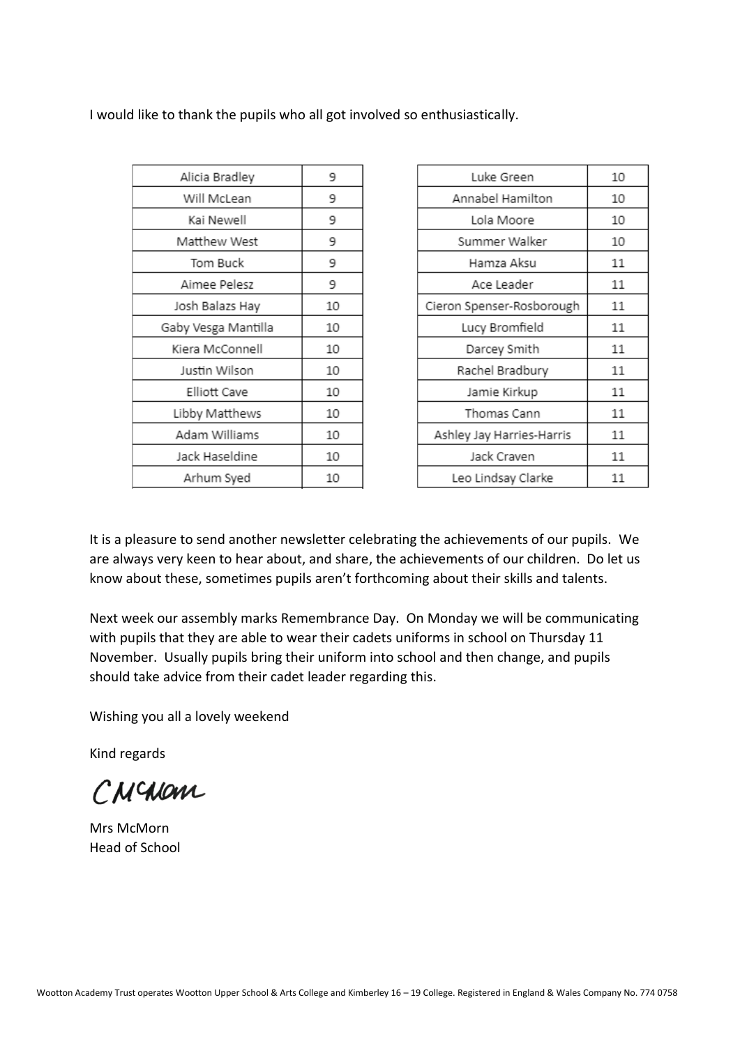I would like to thank the pupils who all got involved so enthusiastically.

| | |
|---|---|
| Alicia Bradley | 9 |
| Will McLean | 9 |
| Kai Newell | 9 |
| Matthew West | 9 |
| Tom Buck | 9 |
| Aimee Pelesz | 9 |
| Josh Balazs Hay | 10 |
| Gaby Vesga Mantilla | 10 |
| Kiera McConnell | 10 |
| Justin Wilson | 10 |
| Elliott Cave | 10 |
| Libby Matthews | 10 |
| Adam Williams | 10 |
| Jack Haseldine | 10 |
| Arhum Syed | 10 |

| | |
|---|---|
| Luke Green | 10 |
| Annabel Hamilton | 10 |
| Lola Moore | 10 |
| Summer Walker | 10 |
| Hamza Aksu | 11 |
| Ace Leader | 11 |
| Cieron Spenser-Rosborough | 11 |
| Lucy Bromfield | 11 |
| Darcey Smith | 11 |
| Rachel Bradbury | 11 |
| Jamie Kirkup | 11 |
| Thomas Cann | 11 |
| Ashley Jay Harries-Harris | 11 |
| Jack Craven | 11 |
| Leo Lindsay Clarke | 11 |

It is a pleasure to send another newsletter celebrating the achievements of our pupils. We are always very keen to hear about, and share, the achievements of our children. Do let us know about these, sometimes pupils aren't forthcoming about their skills and talents.

Next week our assembly marks Remembrance Day. On Monday we will be communicating with pupils that they are able to wear their cadets uniforms in school on Thursday 11 November. Usually pupils bring their uniform into school and then change, and pupils should take advice from their cadet leader regarding this.

Wishing you all a lovely weekend

Kind regards

CMcMorn

Mrs McMorn
Head of School

Wootton Academy Trust operates Wootton Upper School & Arts College and Kimberley 16 – 19 College. Registered in England & Wales Company No. 774 0758